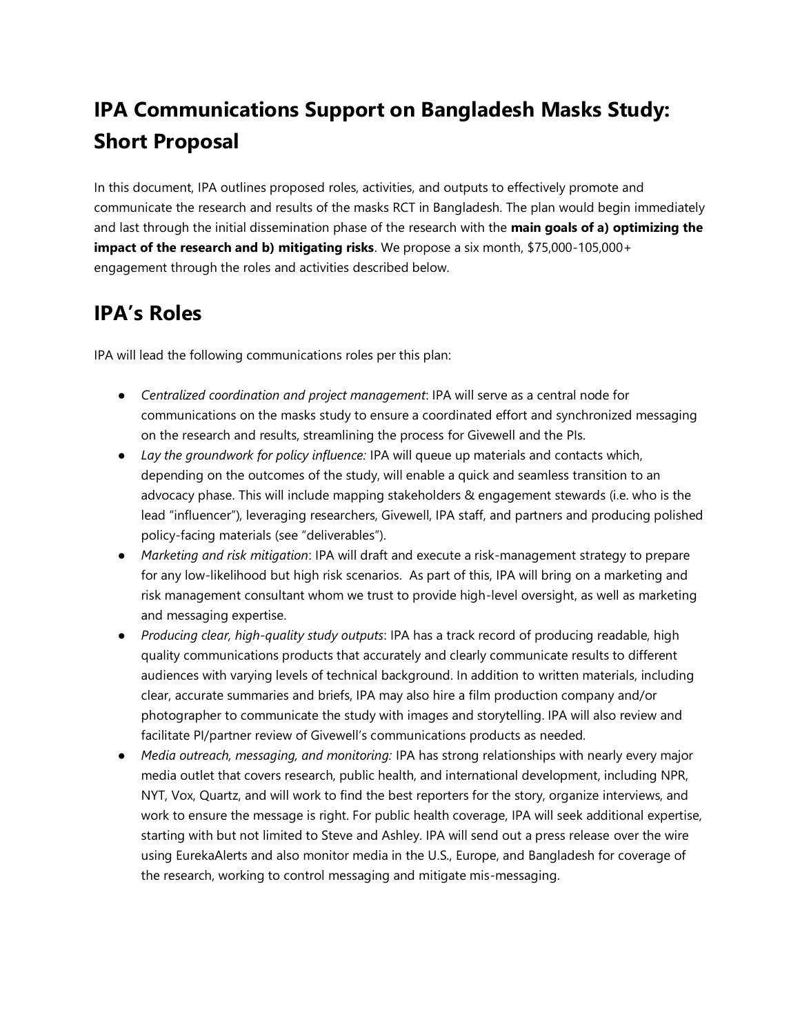# IPA Communications Support on Bangladesh Masks Study: Short Proposal

In this document, IPA outlines proposed roles, activities, and outputs to effectively promote and communicate the research and results of the masks RCT in Bangladesh. The plan would begin immediately and last through the initial dissemination phase of the research with the **main goals of a) optimizing the impact of the research and b) mitigating risks**. We propose a six month, $75,000-105,000+ engagement through the roles and activities described below.

## IPA's Roles

IPA will lead the following communications roles per this plan:

- *Centralized coordination and project management*: IPA will serve as a central node for communications on the masks study to ensure a coordinated effort and synchronized messaging on the research and results, streamlining the process for Givewell and the PIs.
- *Lay the groundwork for policy influence:* IPA will queue up materials and contacts which, depending on the outcomes of the study, will enable a quick and seamless transition to an advocacy phase. This will include mapping stakeholders & engagement stewards (i.e. who is the lead "influencer"), leveraging researchers, Givewell, IPA staff, and partners and producing polished policy-facing materials (see "deliverables").
- *Marketing and risk mitigation*: IPA will draft and execute a risk-management strategy to prepare for any low-likelihood but high risk scenarios. As part of this, IPA will bring on a marketing and risk management consultant whom we trust to provide high-level oversight, as well as marketing and messaging expertise.
- *Producing clear, high-quality study outputs*: IPA has a track record of producing readable, high quality communications products that accurately and clearly communicate results to different audiences with varying levels of technical background. In addition to written materials, including clear, accurate summaries and briefs, IPA may also hire a film production company and/or photographer to communicate the study with images and storytelling. IPA will also review and facilitate PI/partner review of Givewell's communications products as needed.
- *Media outreach, messaging, and monitoring:* IPA has strong relationships with nearly every major media outlet that covers research, public health, and international development, including NPR, NYT, Vox, Quartz, and will work to find the best reporters for the story, organize interviews, and work to ensure the message is right. For public health coverage, IPA will seek additional expertise, starting with but not limited to Steve and Ashley. IPA will send out a press release over the wire using EurekaAlerts and also monitor media in the U.S., Europe, and Bangladesh for coverage of the research, working to control messaging and mitigate mis-messaging.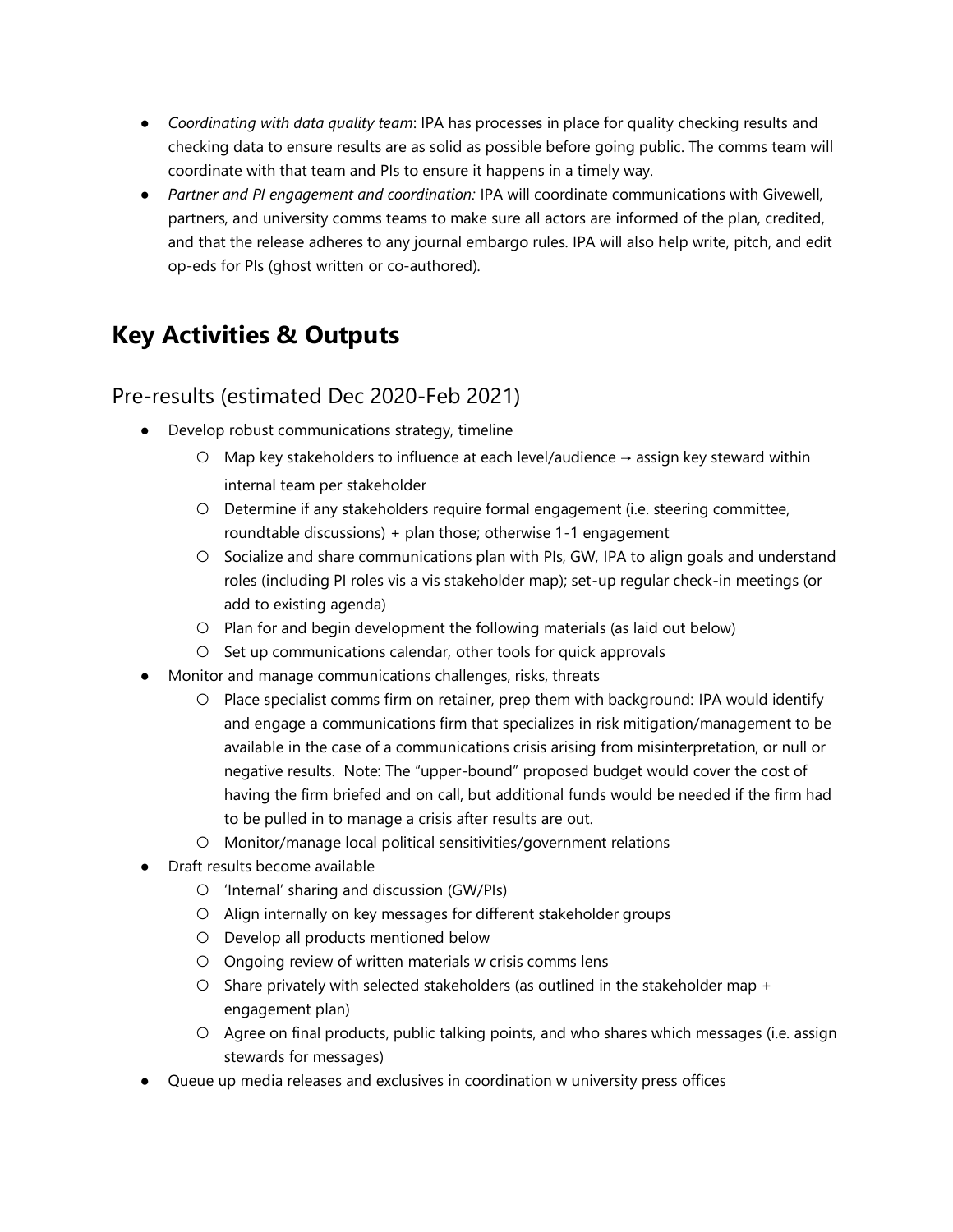- *Coordinating with data quality team*: IPA has processes in place for quality checking results and checking data to ensure results are as solid as possible before going public. The comms team will coordinate with that team and PIs to ensure it happens in a timely way.
- *Partner and PI engagement and coordination:* IPA will coordinate communications with Givewell, partners, and university comms teams to make sure all actors are informed of the plan, credited, and that the release adheres to any journal embargo rules. IPA will also help write, pitch, and edit op-eds for PIs (ghost written or co-authored).

# Key Activities & Outputs

## Pre-results (estimated Dec 2020-Feb 2021)

- Develop robust communications strategy, timeline
  - Map key stakeholders to influence at each level/audience → assign key steward within internal team per stakeholder
  - Determine if any stakeholders require formal engagement (i.e. steering committee, roundtable discussions) + plan those; otherwise 1-1 engagement
  - Socialize and share communications plan with PIs, GW, IPA to align goals and understand roles (including PI roles vis a vis stakeholder map); set-up regular check-in meetings (or add to existing agenda)
  - Plan for and begin development the following materials (as laid out below)
  - Set up communications calendar, other tools for quick approvals
- Monitor and manage communications challenges, risks, threats
  - Place specialist comms firm on retainer, prep them with background: IPA would identify and engage a communications firm that specializes in risk mitigation/management to be available in the case of a communications crisis arising from misinterpretation, or null or negative results. Note: The "upper-bound" proposed budget would cover the cost of having the firm briefed and on call, but additional funds would be needed if the firm had to be pulled in to manage a crisis after results are out.
  - Monitor/manage local political sensitivities/government relations
- Draft results become available
  - 'Internal' sharing and discussion (GW/PIs)
  - Align internally on key messages for different stakeholder groups
  - Develop all products mentioned below
  - Ongoing review of written materials w crisis comms lens
  - Share privately with selected stakeholders (as outlined in the stakeholder map + engagement plan)
  - Agree on final products, public talking points, and who shares which messages (i.e. assign stewards for messages)
- Queue up media releases and exclusives in coordination w university press offices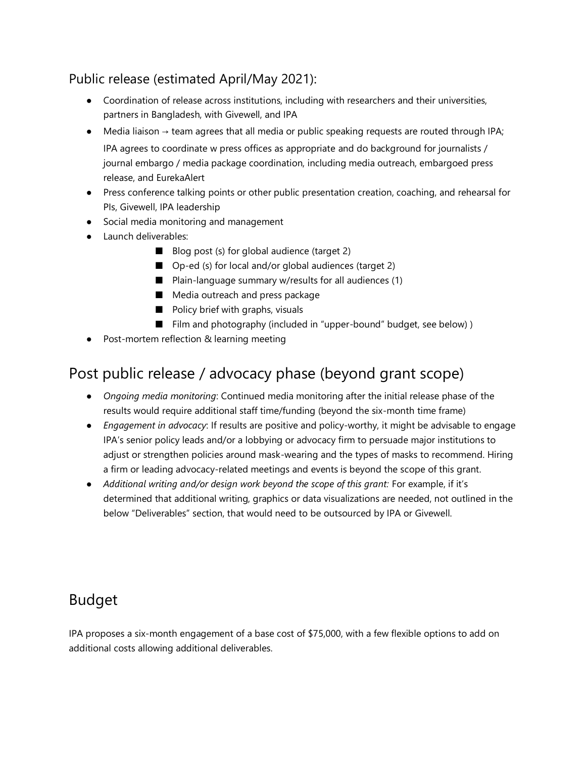### Public release (estimated April/May 2021):

- Coordination of release across institutions, including with researchers and their universities, partners in Bangladesh, with Givewell, and IPA
- Media liaison → team agrees that all media or public speaking requests are routed through IPA; IPA agrees to coordinate w press offices as appropriate and do background for journalists / journal embargo / media package coordination, including media outreach, embargoed press release, and EurekaAlert
- Press conference talking points or other public presentation creation, coaching, and rehearsal for PIs, Givewell, IPA leadership
- Social media monitoring and management
- Launch deliverables:
  - Blog post (s) for global audience (target 2)
  - Op-ed (s) for local and/or global audiences (target 2)
  - Plain-language summary w/results for all audiences (1)
  - Media outreach and press package
  - Policy brief with graphs, visuals
  - Film and photography (included in "upper-bound" budget, see below) )
- Post-mortem reflection & learning meeting

## Post public release / advocacy phase (beyond grant scope)

- *Ongoing media monitoring*: Continued media monitoring after the initial release phase of the results would require additional staff time/funding (beyond the six-month time frame)
- *Engagement in advocacy*: If results are positive and policy-worthy, it might be advisable to engage IPA's senior policy leads and/or a lobbying or advocacy firm to persuade major institutions to adjust or strengthen policies around mask-wearing and the types of masks to recommend. Hiring a firm or leading advocacy-related meetings and events is beyond the scope of this grant.
- *Additional writing and/or design work beyond the scope of this grant:* For example, if it's determined that additional writing, graphics or data visualizations are needed, not outlined in the below "Deliverables" section, that would need to be outsourced by IPA or Givewell.

## Budget

IPA proposes a six-month engagement of a base cost of $75,000, with a few flexible options to add on additional costs allowing additional deliverables.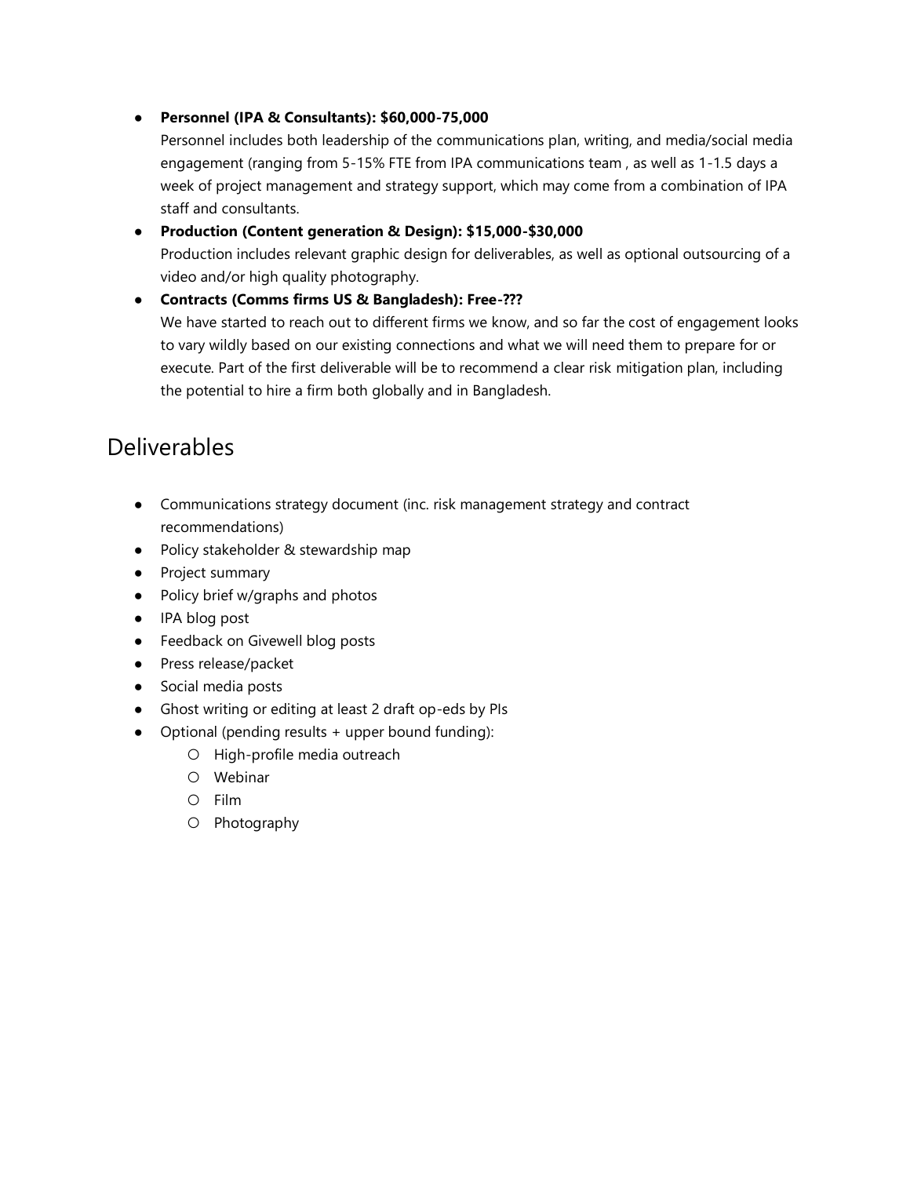- **Personnel (IPA & Consultants): $60,000-75,000**
  Personnel includes both leadership of the communications plan, writing, and media/social media engagement (ranging from 5-15% FTE from IPA communications team , as well as 1-1.5 days a week of project management and strategy support, which may come from a combination of IPA staff and consultants.
- **Production (Content generation & Design): $15,000-$30,000**
  Production includes relevant graphic design for deliverables, as well as optional outsourcing of a video and/or high quality photography.
- **Contracts (Comms firms US & Bangladesh): Free-???**
  We have started to reach out to different firms we know, and so far the cost of engagement looks to vary wildly based on our existing connections and what we will need them to prepare for or execute. Part of the first deliverable will be to recommend a clear risk mitigation plan, including the potential to hire a firm both globally and in Bangladesh.

## Deliverables

- Communications strategy document (inc. risk management strategy and contract recommendations)
- Policy stakeholder & stewardship map
- Project summary
- Policy brief w/graphs and photos
- IPA blog post
- Feedback on Givewell blog posts
- Press release/packet
- Social media posts
- Ghost writing or editing at least 2 draft op-eds by PIs
- Optional (pending results + upper bound funding):
  - High-profile media outreach
  - Webinar
  - Film
  - Photography